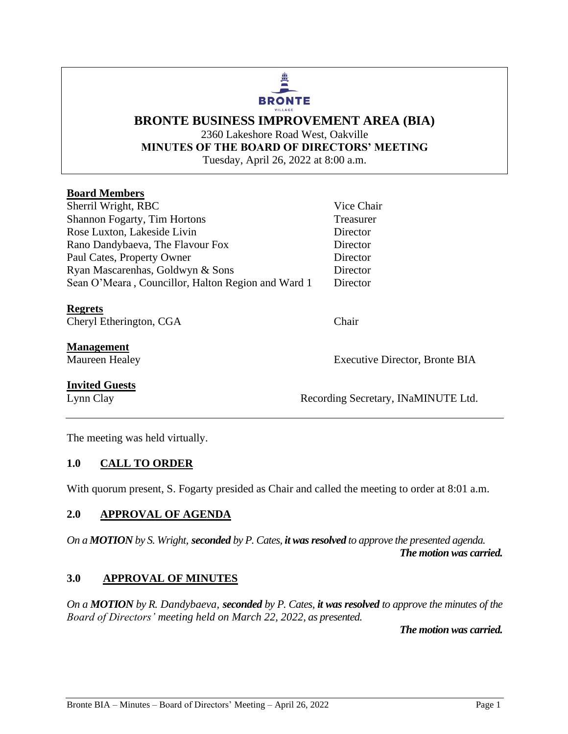BRONTE
VILLAGE

# BRONTE BUSINESS IMPROVEMENT AREA (BIA)

2360 Lakeshore Road West, Oakville

**MINUTES OF THE BOARD OF DIRECTORS' MEETING**

Tuesday, April 26, 2022 at 8:00 a.m.

**Board Members**

| | |
|---|---|
| Sherril Wright, RBC | Vice Chair |
| Shannon Fogarty, Tim Hortons | Treasurer |
| Rose Luxton, Lakeside Livin | Director |
| Rano Dandybaeva, The Flavour Fox | Director |
| Paul Cates, Property Owner | Director |
| Ryan Mascarenhas, Goldwyn & Sons | Director |
| Sean O'Meara , Councillor, Halton Region and Ward 1 | Director |

**Regrets**

| | |
|---|---|
| Cheryl Etherington, CGA | Chair |

**Management**

| | |
|---|---|
| Maureen Healey | Executive Director, Bronte BIA |

**Invited Guests**

| | |
|---|---|
| Lynn Clay | Recording Secretary, INaMINUTE Ltd. |

---

The meeting was held virtually.

## 1.0 CALL TO ORDER

With quorum present, S. Fogarty presided as Chair and called the meeting to order at 8:01 a.m.

## 2.0 APPROVAL OF AGENDA

*On a **MOTION** by S. Wright, **seconded** by P. Cates, **it was resolved** to approve the presented agenda.*

***The motion was carried.***

## 3.0 APPROVAL OF MINUTES

*On a **MOTION** by R. Dandybaeva, **seconded** by P. Cates, **it was resolved** to approve the minutes of the Board of Directors' meeting held on March 22, 2022, as presented.*

***The motion was carried.***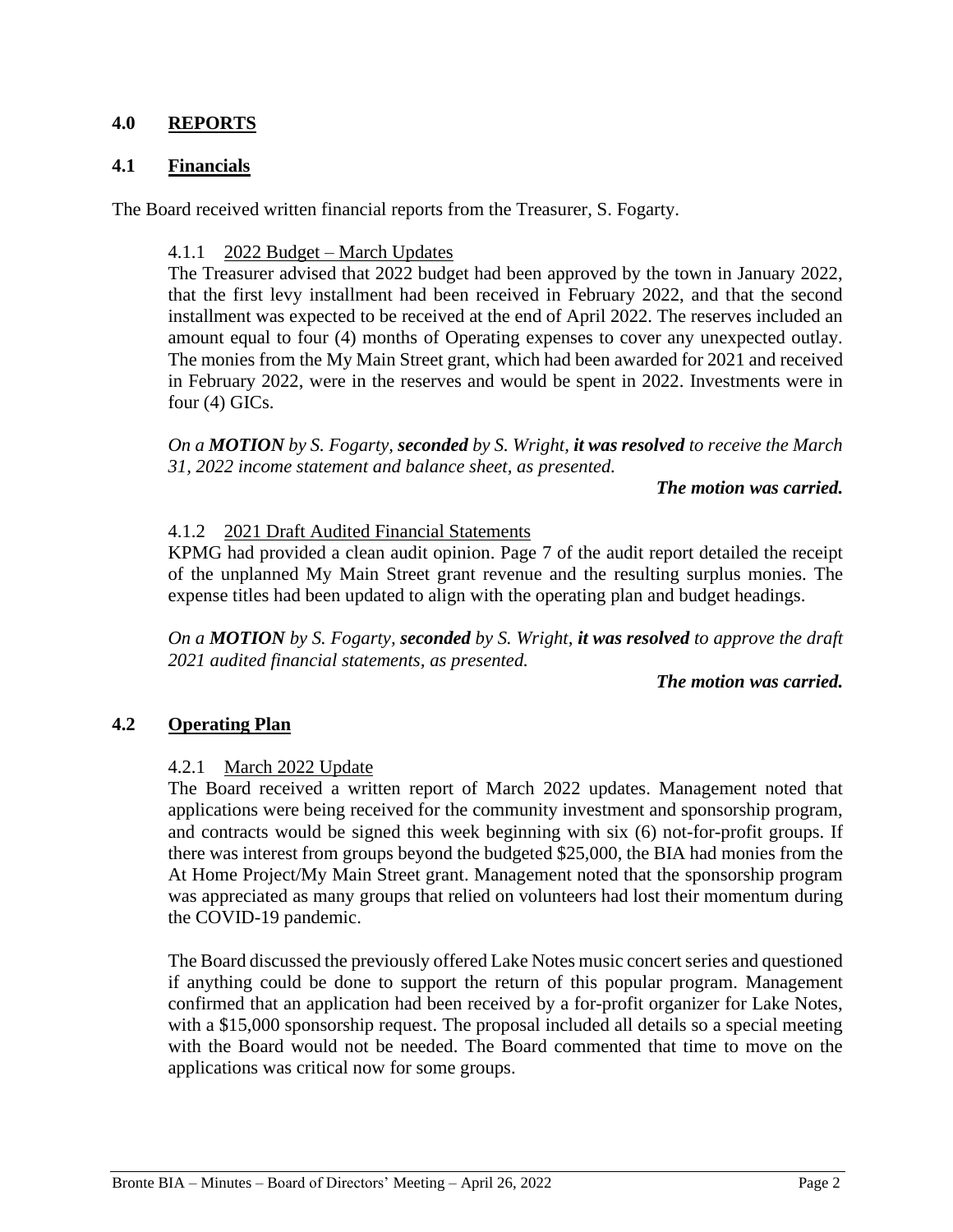## 4.0 REPORTS

### 4.1 Financials

The Board received written financial reports from the Treasurer, S. Fogarty.

#### 4.1.1 2022 Budget – March Updates

The Treasurer advised that 2022 budget had been approved by the town in January 2022, that the first levy installment had been received in February 2022, and that the second installment was expected to be received at the end of April 2022. The reserves included an amount equal to four (4) months of Operating expenses to cover any unexpected outlay. The monies from the My Main Street grant, which had been awarded for 2021 and received in February 2022, were in the reserves and would be spent in 2022. Investments were in four (4) GICs.

*On a **MOTION** by S. Fogarty, **seconded** by S. Wright, **it was resolved** to receive the March 31, 2022 income statement and balance sheet, as presented.*

***The motion was carried.***

#### 4.1.2 2021 Draft Audited Financial Statements

KPMG had provided a clean audit opinion. Page 7 of the audit report detailed the receipt of the unplanned My Main Street grant revenue and the resulting surplus monies. The expense titles had been updated to align with the operating plan and budget headings.

*On a **MOTION** by S. Fogarty, **seconded** by S. Wright, **it was resolved** to approve the draft 2021 audited financial statements, as presented.*

***The motion was carried.***

### 4.2 Operating Plan

#### 4.2.1 March 2022 Update

The Board received a written report of March 2022 updates. Management noted that applications were being received for the community investment and sponsorship program, and contracts would be signed this week beginning with six (6) not-for-profit groups. If there was interest from groups beyond the budgeted $25,000, the BIA had monies from the At Home Project/My Main Street grant. Management noted that the sponsorship program was appreciated as many groups that relied on volunteers had lost their momentum during the COVID-19 pandemic.

The Board discussed the previously offered Lake Notes music concert series and questioned if anything could be done to support the return of this popular program. Management confirmed that an application had been received by a for-profit organizer for Lake Notes, with a $15,000 sponsorship request. The proposal included all details so a special meeting with the Board would not be needed. The Board commented that time to move on the applications was critical now for some groups.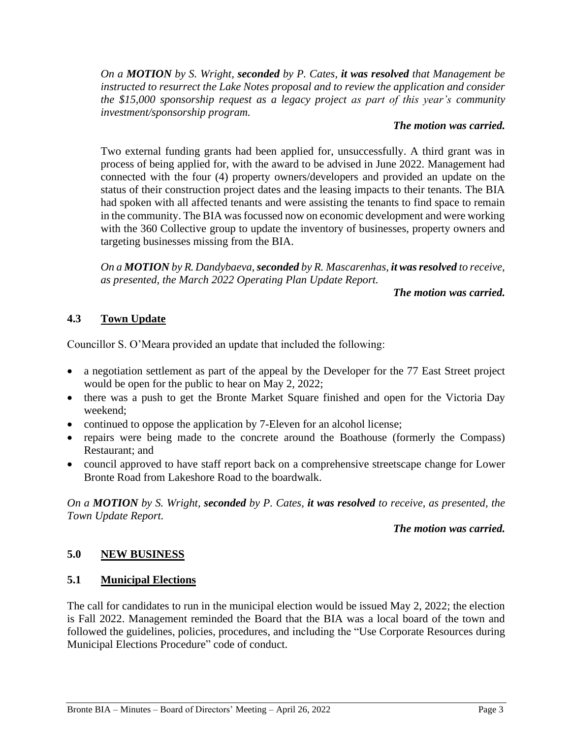*On a **MOTION** by S. Wright, **seconded** by P. Cates, **it was resolved** that Management be instructed to resurrect the Lake Notes proposal and to review the application and consider the $15,000 sponsorship request as a legacy project as part of this year's community investment/sponsorship program.*

***The motion was carried.***

Two external funding grants had been applied for, unsuccessfully. A third grant was in process of being applied for, with the award to be advised in June 2022. Management had connected with the four (4) property owners/developers and provided an update on the status of their construction project dates and the leasing impacts to their tenants. The BIA had spoken with all affected tenants and were assisting the tenants to find space to remain in the community. The BIA was focussed now on economic development and were working with the 360 Collective group to update the inventory of businesses, property owners and targeting businesses missing from the BIA.

*On a **MOTION** by R. Dandybaeva, **seconded** by R. Mascarenhas, **it was resolved** to receive, as presented, the March 2022 Operating Plan Update Report.*

***The motion was carried.***

### 4.3 Town Update

Councillor S. O'Meara provided an update that included the following:

- a negotiation settlement as part of the appeal by the Developer for the 77 East Street project would be open for the public to hear on May 2, 2022;
- there was a push to get the Bronte Market Square finished and open for the Victoria Day weekend;
- continued to oppose the application by 7-Eleven for an alcohol license;
- repairs were being made to the concrete around the Boathouse (formerly the Compass) Restaurant; and
- council approved to have staff report back on a comprehensive streetscape change for Lower Bronte Road from Lakeshore Road to the boardwalk.

*On a **MOTION** by S. Wright, **seconded** by P. Cates, **it was resolved** to receive, as presented, the Town Update Report.*

***The motion was carried.***

## 5.0 NEW BUSINESS

### 5.1 Municipal Elections

The call for candidates to run in the municipal election would be issued May 2, 2022; the election is Fall 2022. Management reminded the Board that the BIA was a local board of the town and followed the guidelines, policies, procedures, and including the "Use Corporate Resources during Municipal Elections Procedure" code of conduct.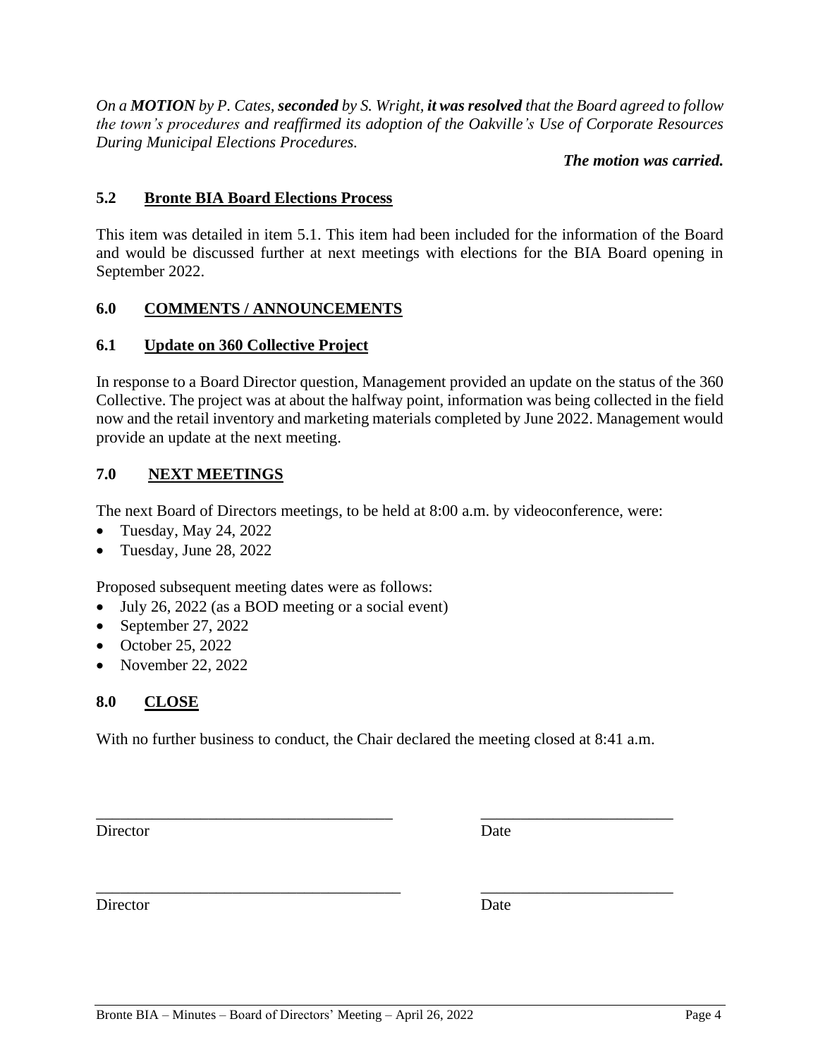*On a **MOTION** by P. Cates, **seconded** by S. Wright, **it was resolved** that the Board agreed to follow the town's procedures and reaffirmed its adoption of the Oakville's Use of Corporate Resources During Municipal Elections Procedures.*

***The motion was carried.***

## 5.2 Bronte BIA Board Elections Process

This item was detailed in item 5.1. This item had been included for the information of the Board and would be discussed further at next meetings with elections for the BIA Board opening in September 2022.

## 6.0 COMMENTS / ANNOUNCEMENTS

## 6.1 Update on 360 Collective Project

In response to a Board Director question, Management provided an update on the status of the 360 Collective. The project was at about the halfway point, information was being collected in the field now and the retail inventory and marketing materials completed by June 2022. Management would provide an update at the next meeting.

## 7.0 NEXT MEETINGS

The next Board of Directors meetings, to be held at 8:00 a.m. by videoconference, were:

- Tuesday, May 24, 2022
- Tuesday, June 28, 2022

Proposed subsequent meeting dates were as follows:

- July 26, 2022 (as a BOD meeting or a social event)
- September 27, 2022
- October 25, 2022
- November 22, 2022

## 8.0 CLOSE

With no further business to conduct, the Chair declared the meeting closed at 8:41 a.m.

______________________________________ ________________________

Director Date

______________________________________ ________________________

Director Date